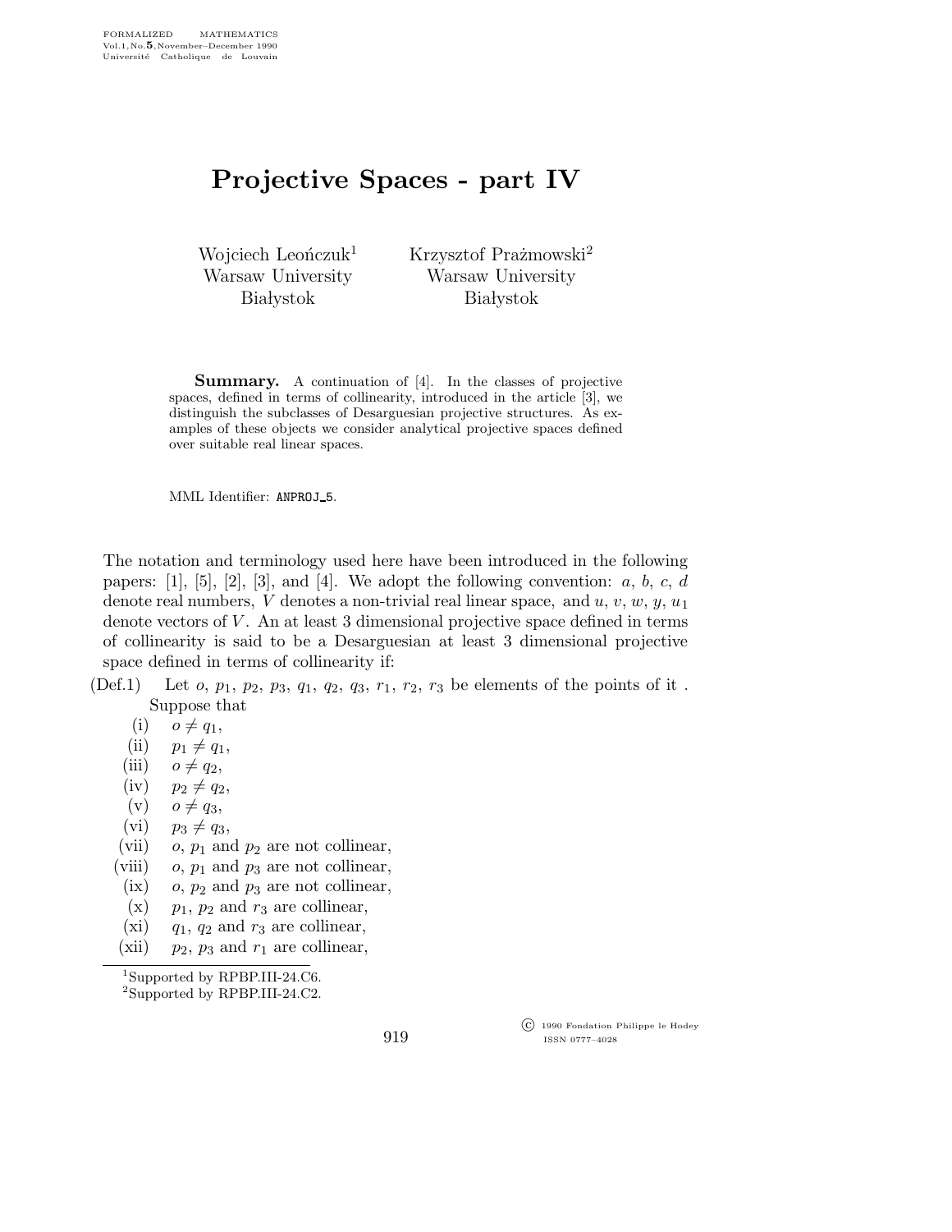# Projective Spaces - part IV

Wojciech Leończuk[1]
Warsaw University
Białystok

Krzysztof Prażmowski[2]
Warsaw University
Białystok

**Summary.** A continuation of [4]. In the classes of projective spaces, defined in terms of collinearity, introduced in the article [3], we distinguish the subclasses of Desarguesian projective structures. As examples of these objects we consider analytical projective spaces defined over suitable real linear spaces.

MML Identifier: ANPROJ_5.

The notation and terminology used here have been introduced in the following papers: [1], [5], [2], [3], and [4]. We adopt the following convention: $a$, $b$, $c$, $d$ denote real numbers, $V$ denotes a non-trivial real linear space, and $u$, $v$, $w$, $y$, $u_1$ denote vectors of $V$. An at least 3 dimensional projective space defined in terms of collinearity is said to be a Desarguesian at least 3 dimensional projective space defined in terms of collinearity if:

(Def.1) Let $o$, $p_1$, $p_2$, $p_3$, $q_1$, $q_2$, $q_3$, $r_1$, $r_2$, $r_3$ be elements of the points of it . Suppose that

- (i) $o \neq q_1$,
- (ii) $p_1 \neq q_1$,
- (iii) $o \neq q_2$,
- (iv) $p_2 \neq q_2$,
- (v) $o \neq q_3$,
- (vi) $p_3 \neq q_3$,
- (vii) $o$, $p_1$ and $p_2$ are not collinear,
- (viii) $o$, $p_1$ and $p_3$ are not collinear,
- (ix) $o$, $p_2$ and $p_3$ are not collinear,
- (x) $p_1$, $p_2$ and $r_3$ are collinear,
- (xi) $q_1$, $q_2$ and $r_3$ are collinear,
- (xii) $p_2$, $p_3$ and $r_1$ are collinear,

[1]Supported by RPBP.III-24.C6.

[2]Supported by RPBP.III-24.C2.

© 1990 Fondation Philippe le Hodey
ISSN 0777–4028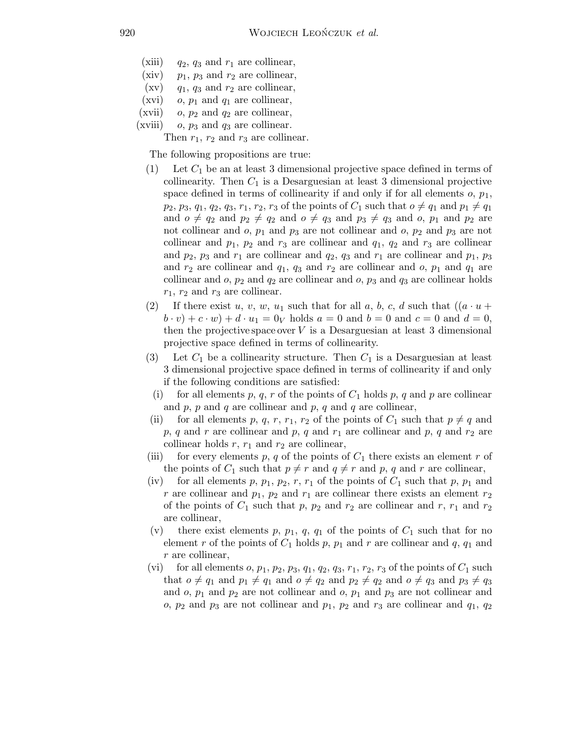(xiii) $q_2$, $q_3$ and $r_1$ are collinear,

(xiv) $p_1$, $p_3$ and $r_2$ are collinear,

(xv) $q_1$, $q_3$ and $r_2$ are collinear,

(xvi) $o$, $p_1$ and $q_1$ are collinear,

(xvii) $o$, $p_2$ and $q_2$ are collinear,

(xviii) $o$, $p_3$ and $q_3$ are collinear.

Then $r_1$, $r_2$ and $r_3$ are collinear.

The following propositions are true:

(1) Let $C_1$ be an at least 3 dimensional projective space defined in terms of collinearity. Then $C_1$ is a Desarguesian at least 3 dimensional projective space defined in terms of collinearity if and only if for all elements $o$, $p_1$, $p_2$, $p_3$, $q_1$, $q_2$, $q_3$, $r_1$, $r_2$, $r_3$ of the points of $C_1$ such that $o \neq q_1$ and $p_1 \neq q_1$ and $o \neq q_2$ and $p_2 \neq q_2$ and $o \neq q_3$ and $p_3 \neq q_3$ and $o$, $p_1$ and $p_2$ are not collinear and $o$, $p_1$ and $p_3$ are not collinear and $o$, $p_2$ and $p_3$ are not collinear and $p_1$, $p_2$ and $r_3$ are collinear and $q_1$, $q_2$ and $r_3$ are collinear and $p_2$, $p_3$ and $r_1$ are collinear and $q_2$, $q_3$ and $r_1$ are collinear and $p_1$, $p_3$ and $r_2$ are collinear and $q_1$, $q_3$ and $r_2$ are collinear and $o$, $p_1$ and $q_1$ are collinear and $o$, $p_2$ and $q_2$ are collinear and $o$, $p_3$ and $q_3$ are collinear holds $r_1$, $r_2$ and $r_3$ are collinear.

(2) If there exist $u$, $v$, $w$, $u_1$ such that for all $a$, $b$, $c$, $d$ such that $((a \cdot u + b \cdot v) + c \cdot w) + d \cdot u_1 = 0_V$ holds $a = 0$ and $b = 0$ and $c = 0$ and $d = 0$, then the projective space over $V$ is a Desarguesian at least 3 dimensional projective space defined in terms of collinearity.

(3) Let $C_1$ be a collinearity structure. Then $C_1$ is a Desarguesian at least 3 dimensional projective space defined in terms of collinearity if and only if the following conditions are satisfied:

(i) for all elements $p$, $q$, $r$ of the points of $C_1$ holds $p$, $q$ and $p$ are collinear and $p$, $p$ and $q$ are collinear and $p$, $q$ and $q$ are collinear,

(ii) for all elements $p$, $q$, $r$, $r_1$, $r_2$ of the points of $C_1$ such that $p \neq q$ and $p$, $q$ and $r$ are collinear and $p$, $q$ and $r_1$ are collinear and $p$, $q$ and $r_2$ are collinear holds $r$, $r_1$ and $r_2$ are collinear,

(iii) for every elements $p$, $q$ of the points of $C_1$ there exists an element $r$ of the points of $C_1$ such that $p \neq r$ and $q \neq r$ and $p$, $q$ and $r$ are collinear,

(iv) for all elements $p$, $p_1$, $p_2$, $r$, $r_1$ of the points of $C_1$ such that $p$, $p_1$ and $r$ are collinear and $p_1$, $p_2$ and $r_1$ are collinear there exists an element $r_2$ of the points of $C_1$ such that $p$, $p_2$ and $r_2$ are collinear and $r$, $r_1$ and $r_2$ are collinear,

(v) there exist elements $p$, $p_1$, $q$, $q_1$ of the points of $C_1$ such that for no element $r$ of the points of $C_1$ holds $p$, $p_1$ and $r$ are collinear and $q$, $q_1$ and $r$ are collinear,

(vi) for all elements $o$, $p_1$, $p_2$, $p_3$, $q_1$, $q_2$, $q_3$, $r_1$, $r_2$, $r_3$ of the points of $C_1$ such that $o \neq q_1$ and $p_1 \neq q_1$ and $o \neq q_2$ and $p_2 \neq q_2$ and $o \neq q_3$ and $p_3 \neq q_3$ and $o$, $p_1$ and $p_2$ are not collinear and $o$, $p_1$ and $p_3$ are not collinear and $o$, $p_2$ and $p_3$ are not collinear and $p_1$, $p_2$ and $r_3$ are collinear and $q_1$, $q_2$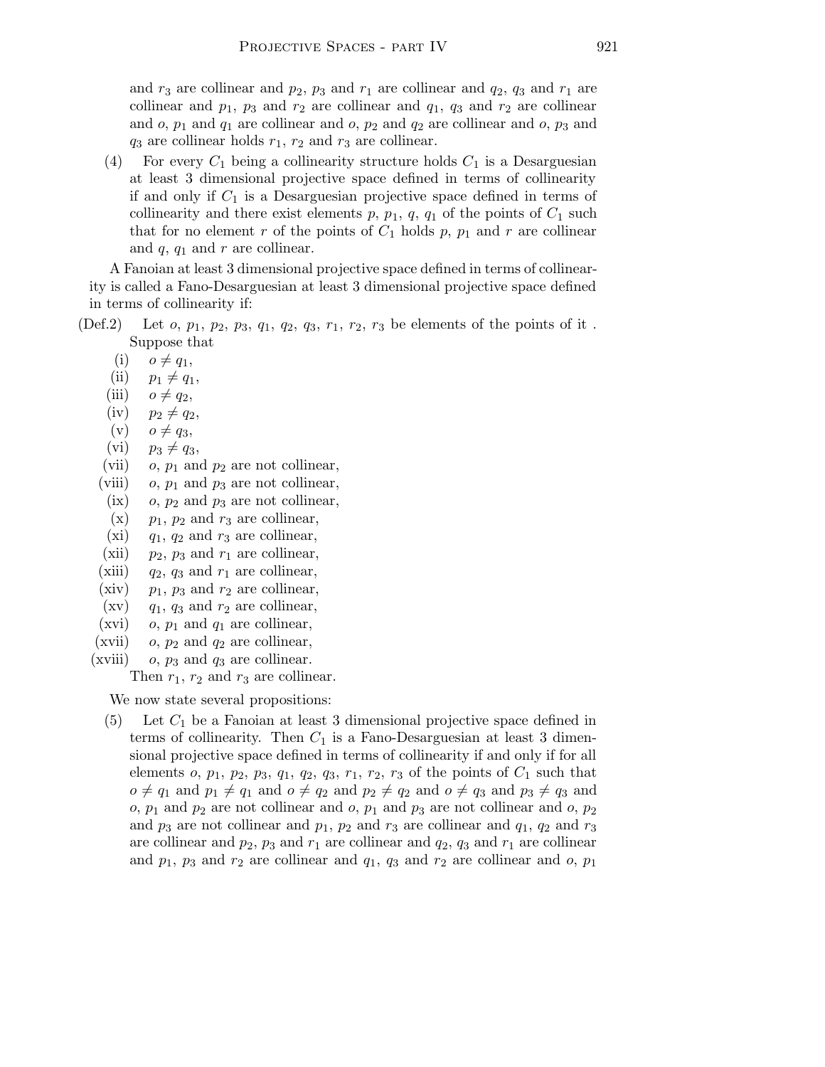and $r_3$ are collinear and $p_2$, $p_3$ and $r_1$ are collinear and $q_2$, $q_3$ and $r_1$ are collinear and $p_1$, $p_3$ and $r_2$ are collinear and $q_1$, $q_3$ and $r_2$ are collinear and $o$, $p_1$ and $q_1$ are collinear and $o$, $p_2$ and $q_2$ are collinear and $o$, $p_3$ and $q_3$ are collinear holds $r_1$, $r_2$ and $r_3$ are collinear.

(4) For every $C_1$ being a collinearity structure holds $C_1$ is a Desarguesian at least 3 dimensional projective space defined in terms of collinearity if and only if $C_1$ is a Desarguesian projective space defined in terms of collinearity and there exist elements $p$, $p_1$, $q$, $q_1$ of the points of $C_1$ such that for no element $r$ of the points of $C_1$ holds $p$, $p_1$ and $r$ are collinear and $q$, $q_1$ and $r$ are collinear.

A Fanoian at least 3 dimensional projective space defined in terms of collinearity is called a Fano-Desarguesian at least 3 dimensional projective space defined in terms of collinearity if:

(Def.2) Let $o$, $p_1$, $p_2$, $p_3$, $q_1$, $q_2$, $q_3$, $r_1$, $r_2$, $r_3$ be elements of the points of it . Suppose that

- (i) $o \neq q_1$,
- (ii) $p_1 \neq q_1$,
- (iii) $o \neq q_2$,
- (iv) $p_2 \neq q_2$,
- (v) $o \neq q_3$,
- (vi) $p_3 \neq q_3$,
- (vii) $o$, $p_1$ and $p_2$ are not collinear,
- (viii) $o$, $p_1$ and $p_3$ are not collinear,
- (ix) $o$, $p_2$ and $p_3$ are not collinear,
- (x) $p_1$, $p_2$ and $r_3$ are collinear,
- (xi) $q_1$, $q_2$ and $r_3$ are collinear,
- (xii) $p_2$, $p_3$ and $r_1$ are collinear,
- (xiii) $q_2$, $q_3$ and $r_1$ are collinear,
- (xiv) $p_1$, $p_3$ and $r_2$ are collinear,
- (xv) $q_1$, $q_3$ and $r_2$ are collinear,
- (xvi) $o$, $p_1$ and $q_1$ are collinear,
- (xvii) $o$, $p_2$ and $q_2$ are collinear,
- (xviii) $o$, $p_3$ and $q_3$ are collinear.

Then $r_1$, $r_2$ and $r_3$ are collinear.

We now state several propositions:

(5) Let $C_1$ be a Fanoian at least 3 dimensional projective space defined in terms of collinearity. Then $C_1$ is a Fano-Desarguesian at least 3 dimensional projective space defined in terms of collinearity if and only if for all elements $o$, $p_1$, $p_2$, $p_3$, $q_1$, $q_2$, $q_3$, $r_1$, $r_2$, $r_3$ of the points of $C_1$ such that $o \neq q_1$ and $p_1 \neq q_1$ and $o \neq q_2$ and $p_2 \neq q_2$ and $o \neq q_3$ and $p_3 \neq q_3$ and $o$, $p_1$ and $p_2$ are not collinear and $o$, $p_1$ and $p_3$ are not collinear and $o$, $p_2$ and $p_3$ are not collinear and $p_1$, $p_2$ and $r_3$ are collinear and $q_1$, $q_2$ and $r_3$ are collinear and $p_2$, $p_3$ and $r_1$ are collinear and $q_2$, $q_3$ and $r_1$ are collinear and $p_1$, $p_3$ and $r_2$ are collinear and $q_1$, $q_3$ and $r_2$ are collinear and $o$, $p_1$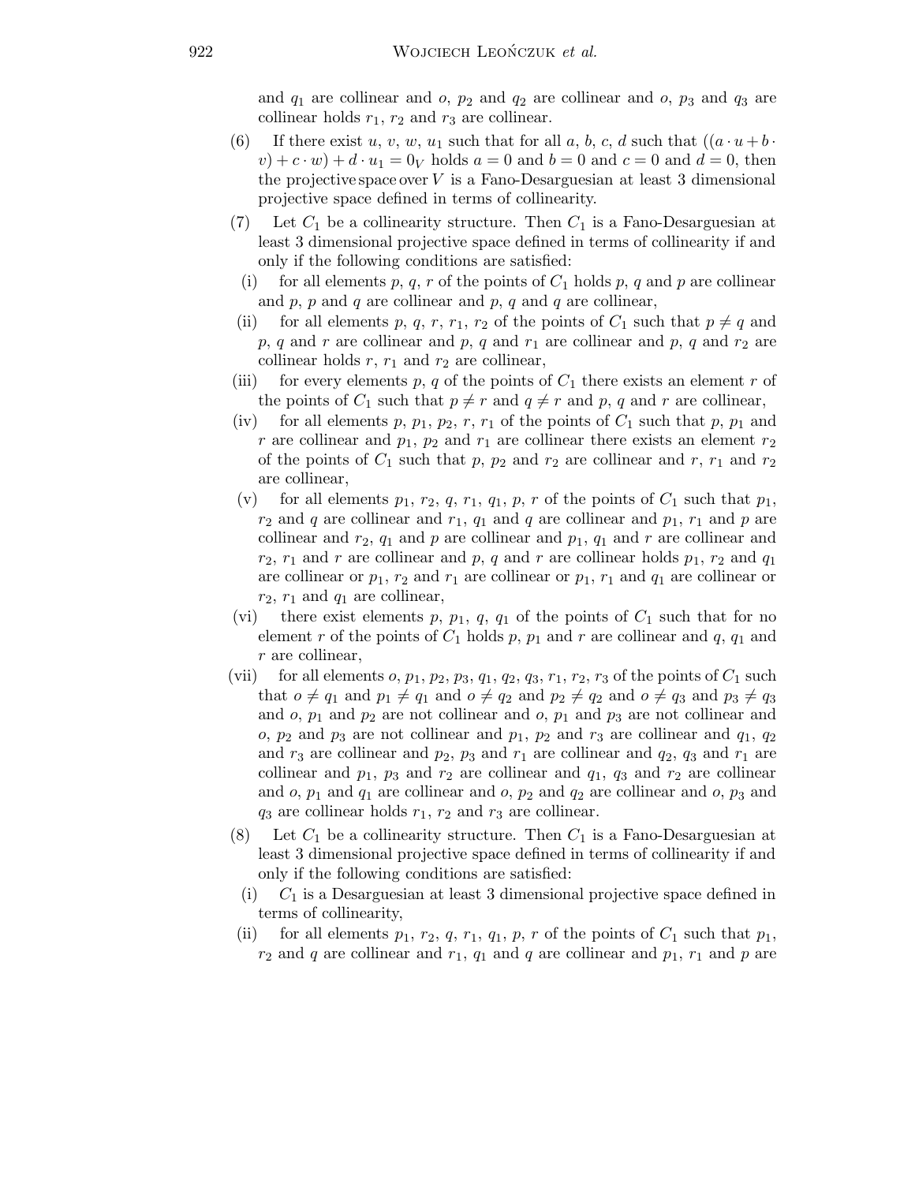and $q_1$ are collinear and $o$, $p_2$ and $q_2$ are collinear and $o$, $p_3$ and $q_3$ are collinear holds $r_1$, $r_2$ and $r_3$ are collinear.

(6) If there exist $u$, $v$, $w$, $u_1$ such that for all $a$, $b$, $c$, $d$ such that $((a \cdot u + b \cdot v) + c \cdot w) + d \cdot u_1 = 0_V$ holds $a = 0$ and $b = 0$ and $c = 0$ and $d = 0$, then the projective space over $V$ is a Fano-Desarguesian at least 3 dimensional projective space defined in terms of collinearity.

(7) Let $C_1$ be a collinearity structure. Then $C_1$ is a Fano-Desarguesian at least 3 dimensional projective space defined in terms of collinearity if and only if the following conditions are satisfied:

(i) for all elements $p$, $q$, $r$ of the points of $C_1$ holds $p$, $q$ and $p$ are collinear and $p$, $p$ and $q$ are collinear and $p$, $q$ and $q$ are collinear,

(ii) for all elements $p$, $q$, $r$, $r_1$, $r_2$ of the points of $C_1$ such that $p \neq q$ and $p$, $q$ and $r$ are collinear and $p$, $q$ and $r_1$ are collinear and $p$, $q$ and $r_2$ are collinear holds $r$, $r_1$ and $r_2$ are collinear,

(iii) for every elements $p$, $q$ of the points of $C_1$ there exists an element $r$ of the points of $C_1$ such that $p \neq r$ and $q \neq r$ and $p$, $q$ and $r$ are collinear,

(iv) for all elements $p$, $p_1$, $p_2$, $r$, $r_1$ of the points of $C_1$ such that $p$, $p_1$ and $r$ are collinear and $p_1$, $p_2$ and $r_1$ are collinear there exists an element $r_2$ of the points of $C_1$ such that $p$, $p_2$ and $r_2$ are collinear and $r$, $r_1$ and $r_2$ are collinear,

(v) for all elements $p_1$, $r_2$, $q$, $r_1$, $q_1$, $p$, $r$ of the points of $C_1$ such that $p_1$, $r_2$ and $q$ are collinear and $r_1$, $q_1$ and $q$ are collinear and $p_1$, $r_1$ and $p$ are collinear and $r_2$, $q_1$ and $p$ are collinear and $p_1$, $q_1$ and $r$ are collinear and $r_2$, $r_1$ and $r$ are collinear and $p$, $q$ and $r$ are collinear holds $p_1$, $r_2$ and $q_1$ are collinear or $p_1$, $r_2$ and $r_1$ are collinear or $p_1$, $r_1$ and $q_1$ are collinear or $r_2$, $r_1$ and $q_1$ are collinear,

(vi) there exist elements $p$, $p_1$, $q$, $q_1$ of the points of $C_1$ such that for no element $r$ of the points of $C_1$ holds $p$, $p_1$ and $r$ are collinear and $q$, $q_1$ and $r$ are collinear,

(vii) for all elements $o$, $p_1$, $p_2$, $p_3$, $q_1$, $q_2$, $q_3$, $r_1$, $r_2$, $r_3$ of the points of $C_1$ such that $o \neq q_1$ and $p_1 \neq q_1$ and $o \neq q_2$ and $p_2 \neq q_2$ and $o \neq q_3$ and $p_3 \neq q_3$ and $o$, $p_1$ and $p_2$ are not collinear and $o$, $p_1$ and $p_3$ are not collinear and $o$, $p_2$ and $p_3$ are not collinear and $p_1$, $p_2$ and $r_3$ are collinear and $q_1$, $q_2$ and $r_3$ are collinear and $p_2$, $p_3$ and $r_1$ are collinear and $q_2$, $q_3$ and $r_1$ are collinear and $p_1$, $p_3$ and $r_2$ are collinear and $q_1$, $q_3$ and $r_2$ are collinear and $o$, $p_1$ and $q_1$ are collinear and $o$, $p_2$ and $q_2$ are collinear and $o$, $p_3$ and $q_3$ are collinear holds $r_1$, $r_2$ and $r_3$ are collinear.

(8) Let $C_1$ be a collinearity structure. Then $C_1$ is a Fano-Desarguesian at least 3 dimensional projective space defined in terms of collinearity if and only if the following conditions are satisfied:

(i) $C_1$ is a Desarguesian at least 3 dimensional projective space defined in terms of collinearity,

(ii) for all elements $p_1$, $r_2$, $q$, $r_1$, $q_1$, $p$, $r$ of the points of $C_1$ such that $p_1$, $r_2$ and $q$ are collinear and $r_1$, $q_1$ and $q$ are collinear and $p_1$, $r_1$ and $p$ are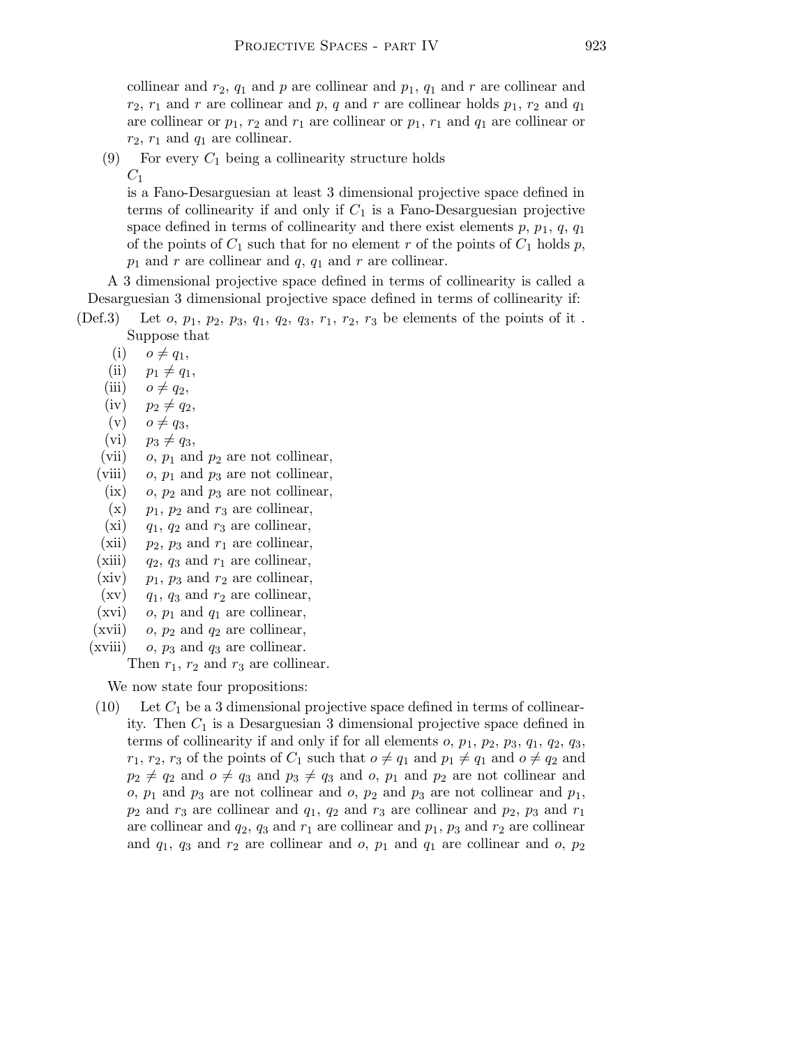collinear and $r_2$, $q_1$ and $p$ are collinear and $p_1$, $q_1$ and $r$ are collinear and $r_2$, $r_1$ and $r$ are collinear and $p$, $q$ and $r$ are collinear holds $p_1$, $r_2$ and $q_1$ are collinear or $p_1$, $r_2$ and $r_1$ are collinear or $p_1$, $r_1$ and $q_1$ are collinear or $r_2$, $r_1$ and $q_1$ are collinear.

(9) For every $C_1$ being a collinearity structure holds $C_1$ is a Fano-Desarguesian at least 3 dimensional projective space defined in terms of collinearity if and only if $C_1$ is a Fano-Desarguesian projective space defined in terms of collinearity and there exist elements $p$, $p_1$, $q$, $q_1$ of the points of $C_1$ such that for no element $r$ of the points of $C_1$ holds $p$, $p_1$ and $r$ are collinear and $q$, $q_1$ and $r$ are collinear.

A 3 dimensional projective space defined in terms of collinearity is called a Desarguesian 3 dimensional projective space defined in terms of collinearity if:

(Def.3) Let $o$, $p_1$, $p_2$, $p_3$, $q_1$, $q_2$, $q_3$, $r_1$, $r_2$, $r_3$ be elements of the points of it . Suppose that

- (i) $o \neq q_1$,
- (ii) $p_1 \neq q_1$,
- (iii) $o \neq q_2$,
- (iv) $p_2 \neq q_2$,
- (v) $o \neq q_3$,
- (vi) $p_3 \neq q_3$,
- (vii) $o$, $p_1$ and $p_2$ are not collinear,
- (viii) $o$, $p_1$ and $p_3$ are not collinear,
- (ix) $o$, $p_2$ and $p_3$ are not collinear,
- (x) $p_1$, $p_2$ and $r_3$ are collinear,
- (xi) $q_1$, $q_2$ and $r_3$ are collinear,
- (xii) $p_2$, $p_3$ and $r_1$ are collinear,
- (xiii) $q_2$, $q_3$ and $r_1$ are collinear,
- (xiv) $p_1$, $p_3$ and $r_2$ are collinear,
- (xv) $q_1$, $q_3$ and $r_2$ are collinear,
- (xvi) $o$, $p_1$ and $q_1$ are collinear,
- (xvii) $o$, $p_2$ and $q_2$ are collinear,
- (xviii) $o$, $p_3$ and $q_3$ are collinear.

Then $r_1$, $r_2$ and $r_3$ are collinear.

We now state four propositions:

(10) Let $C_1$ be a 3 dimensional projective space defined in terms of collinearity. Then $C_1$ is a Desarguesian 3 dimensional projective space defined in terms of collinearity if and only if for all elements $o$, $p_1$, $p_2$, $p_3$, $q_1$, $q_2$, $q_3$, $r_1$, $r_2$, $r_3$ of the points of $C_1$ such that $o \neq q_1$ and $p_1 \neq q_1$ and $o \neq q_2$ and $p_2 \neq q_2$ and $o \neq q_3$ and $p_3 \neq q_3$ and $o$, $p_1$ and $p_2$ are not collinear and $o$, $p_1$ and $p_3$ are not collinear and $o$, $p_2$ and $p_3$ are not collinear and $p_1$, $p_2$ and $r_3$ are collinear and $q_1$, $q_2$ and $r_3$ are collinear and $p_2$, $p_3$ and $r_1$ are collinear and $q_2$, $q_3$ and $r_1$ are collinear and $p_1$, $p_3$ and $r_2$ are collinear and $q_1$, $q_3$ and $r_2$ are collinear and $o$, $p_1$ and $q_1$ are collinear and $o$, $p_2$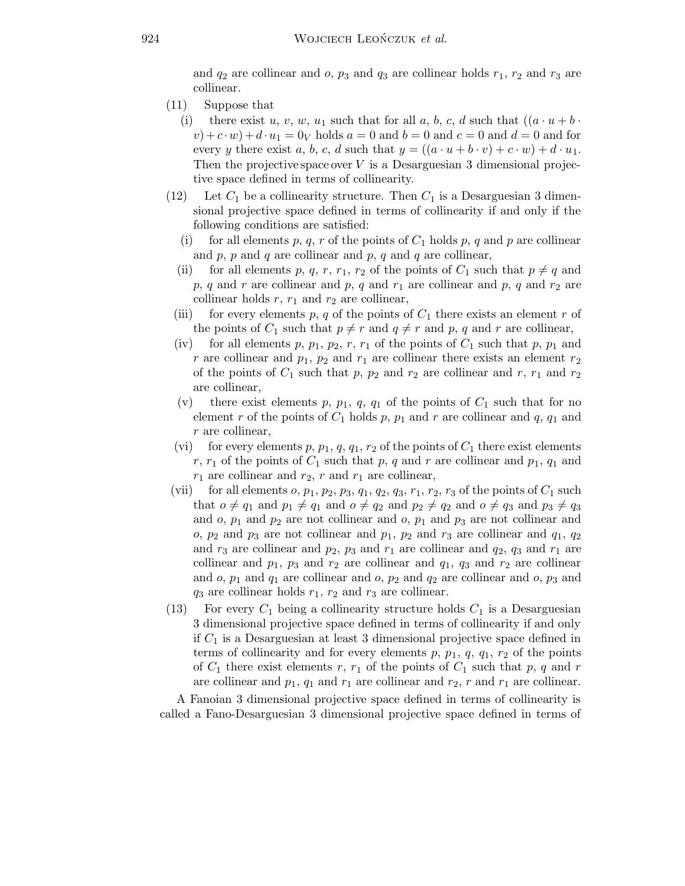and $q_2$ are collinear and $o$, $p_3$ and $q_3$ are collinear holds $r_1$, $r_2$ and $r_3$ are collinear.

(11) Suppose that

 (i) there exist $u$, $v$, $w$, $u_1$ such that for all $a$, $b$, $c$, $d$ such that $((a \cdot u + b \cdot v) + c \cdot w) + d \cdot u_1 = 0_V$ holds $a = 0$ and $b = 0$ and $c = 0$ and $d = 0$ and for every $y$ there exist $a$, $b$, $c$, $d$ such that $y = ((a \cdot u + b \cdot v) + c \cdot w) + d \cdot u_1$.

 Then the projective space over $V$ is a Desarguesian 3 dimensional projective space defined in terms of collinearity.

(12) Let $C_1$ be a collinearity structure. Then $C_1$ is a Desarguesian 3 dimensional projective space defined in terms of collinearity if and only if the following conditions are satisfied:

 (i) for all elements $p$, $q$, $r$ of the points of $C_1$ holds $p$, $q$ and $p$ are collinear and $p$, $p$ and $q$ are collinear and $p$, $q$ and $q$ are collinear,

 (ii) for all elements $p$, $q$, $r$, $r_1$, $r_2$ of the points of $C_1$ such that $p \neq q$ and $p$, $q$ and $r$ are collinear and $p$, $q$ and $r_1$ are collinear and $p$, $q$ and $r_2$ are collinear holds $r$, $r_1$ and $r_2$ are collinear,

 (iii) for every elements $p$, $q$ of the points of $C_1$ there exists an element $r$ of the points of $C_1$ such that $p \neq r$ and $q \neq r$ and $p$, $q$ and $r$ are collinear,

 (iv) for all elements $p$, $p_1$, $p_2$, $r$, $r_1$ of the points of $C_1$ such that $p$, $p_1$ and $r$ are collinear and $p_1$, $p_2$ and $r_1$ are collinear there exists an element $r_2$ of the points of $C_1$ such that $p$, $p_2$ and $r_2$ are collinear and $r$, $r_1$ and $r_2$ are collinear,

 (v) there exist elements $p$, $p_1$, $q$, $q_1$ of the points of $C_1$ such that for no element $r$ of the points of $C_1$ holds $p$, $p_1$ and $r$ are collinear and $q$, $q_1$ and $r$ are collinear,

 (vi) for every elements $p$, $p_1$, $q$, $q_1$, $r_2$ of the points of $C_1$ there exist elements $r$, $r_1$ of the points of $C_1$ such that $p$, $q$ and $r$ are collinear and $p_1$, $q_1$ and $r_1$ are collinear and $r_2$, $r$ and $r_1$ are collinear,

 (vii) for all elements $o$, $p_1$, $p_2$, $p_3$, $q_1$, $q_2$, $q_3$, $r_1$, $r_2$, $r_3$ of the points of $C_1$ such that $o \neq q_1$ and $p_1 \neq q_1$ and $o \neq q_2$ and $p_2 \neq q_2$ and $o \neq q_3$ and $p_3 \neq q_3$ and $o$, $p_1$ and $p_2$ are not collinear and $o$, $p_1$ and $p_3$ are not collinear and $o$, $p_2$ and $p_3$ are not collinear and $p_1$, $p_2$ and $r_3$ are collinear and $q_1$, $q_2$ and $r_3$ are collinear and $p_2$, $p_3$ and $r_1$ are collinear and $q_2$, $q_3$ and $r_1$ are collinear and $p_1$, $p_3$ and $r_2$ are collinear and $q_1$, $q_3$ and $r_2$ are collinear and $o$, $p_1$ and $q_1$ are collinear and $o$, $p_2$ and $q_2$ are collinear and $o$, $p_3$ and $q_3$ are collinear holds $r_1$, $r_2$ and $r_3$ are collinear.

(13) For every $C_1$ being a collinearity structure holds $C_1$ is a Desarguesian 3 dimensional projective space defined in terms of collinearity if and only if $C_1$ is a Desarguesian at least 3 dimensional projective space defined in terms of collinearity and for every elements $p$, $p_1$, $q$, $q_1$, $r_2$ of the points of $C_1$ there exist elements $r$, $r_1$ of the points of $C_1$ such that $p$, $q$ and $r$ are collinear and $p_1$, $q_1$ and $r_1$ are collinear and $r_2$, $r$ and $r_1$ are collinear.

A Fanoian 3 dimensional projective space defined in terms of collinearity is called a Fano-Desarguesian 3 dimensional projective space defined in terms of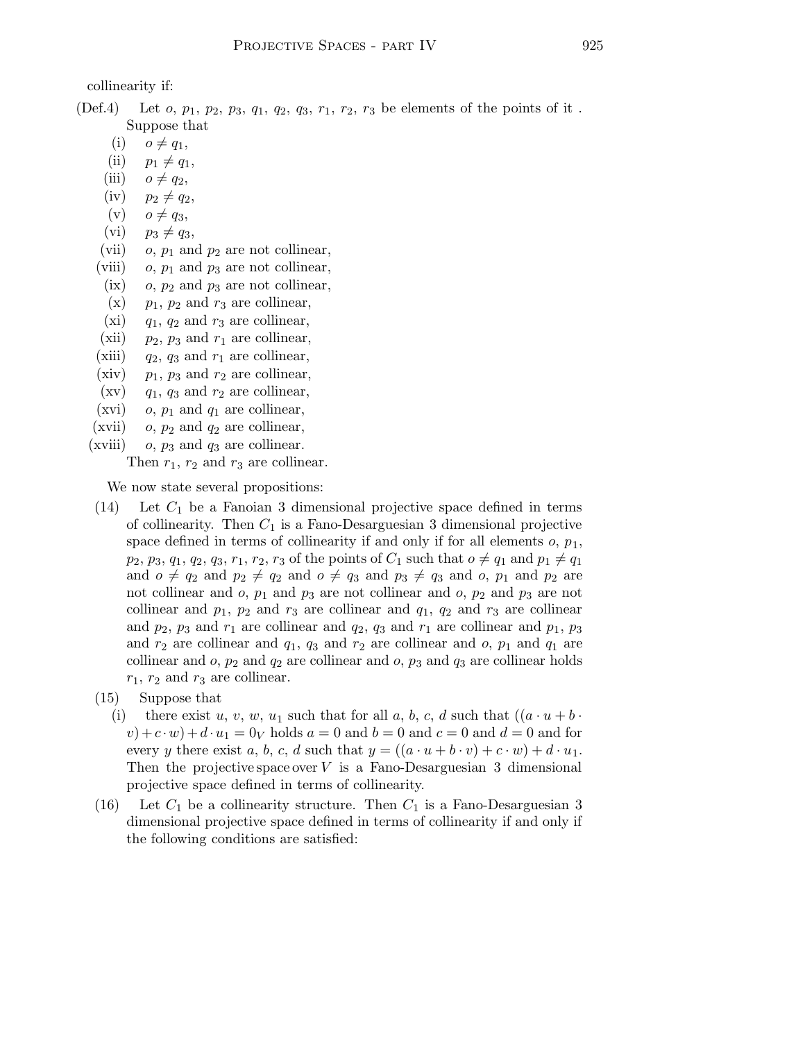collinearity if:

(Def.4) Let $o$, $p_1$, $p_2$, $p_3$, $q_1$, $q_2$, $q_3$, $r_1$, $r_2$, $r_3$ be elements of the points of it . Suppose that

- (i) $o \neq q_1$,
- (ii) $p_1 \neq q_1$,
- (iii) $o \neq q_2$,
- (iv) $p_2 \neq q_2$,
- (v) $o \neq q_3$,
- (vi) $p_3 \neq q_3$,
- (vii) $o$, $p_1$ and $p_2$ are not collinear,
- (viii) $o$, $p_1$ and $p_3$ are not collinear,
- (ix) $o$, $p_2$ and $p_3$ are not collinear,
- (x) $p_1$, $p_2$ and $r_3$ are collinear,
- (xi) $q_1$, $q_2$ and $r_3$ are collinear,
- (xii) $p_2$, $p_3$ and $r_1$ are collinear,
- (xiii) $q_2$, $q_3$ and $r_1$ are collinear,
- (xiv) $p_1$, $p_3$ and $r_2$ are collinear,
- (xv) $q_1$, $q_3$ and $r_2$ are collinear,
- (xvi) $o$, $p_1$ and $q_1$ are collinear,
- (xvii) $o$, $p_2$ and $q_2$ are collinear,
- (xviii) $o$, $p_3$ and $q_3$ are collinear.

Then $r_1$, $r_2$ and $r_3$ are collinear.

We now state several propositions:

(14) Let $C_1$ be a Fanoian 3 dimensional projective space defined in terms of collinearity. Then $C_1$ is a Fano-Desarguesian 3 dimensional projective space defined in terms of collinearity if and only if for all elements $o$, $p_1$, $p_2$, $p_3$, $q_1$, $q_2$, $q_3$, $r_1$, $r_2$, $r_3$ of the points of $C_1$ such that $o \neq q_1$ and $p_1 \neq q_1$ and $o \neq q_2$ and $p_2 \neq q_2$ and $o \neq q_3$ and $p_3 \neq q_3$ and $o$, $p_1$ and $p_2$ are not collinear and $o$, $p_1$ and $p_3$ are not collinear and $o$, $p_2$ and $p_3$ are not collinear and $p_1$, $p_2$ and $r_3$ are collinear and $q_1$, $q_2$ and $r_3$ are collinear and $p_2$, $p_3$ and $r_1$ are collinear and $q_2$, $q_3$ and $r_1$ are collinear and $p_1$, $p_3$ and $r_2$ are collinear and $q_1$, $q_3$ and $r_2$ are collinear and $o$, $p_1$ and $q_1$ are collinear and $o$, $p_2$ and $q_2$ are collinear and $o$, $p_3$ and $q_3$ are collinear holds $r_1$, $r_2$ and $r_3$ are collinear.

(15) Suppose that

- (i) there exist $u$, $v$, $w$, $u_1$ such that for all $a$, $b$, $c$, $d$ such that $((a \cdot u + b \cdot v) + c \cdot w) + d \cdot u_1 = 0_V$ holds $a = 0$ and $b = 0$ and $c = 0$ and $d = 0$ and for every $y$ there exist $a$, $b$, $c$, $d$ such that $y = ((a \cdot u + b \cdot v) + c \cdot w) + d \cdot u_1$.

Then the projective space over $V$ is a Fano-Desarguesian 3 dimensional projective space defined in terms of collinearity.

(16) Let $C_1$ be a collinearity structure. Then $C_1$ is a Fano-Desarguesian 3 dimensional projective space defined in terms of collinearity if and only if the following conditions are satisfied: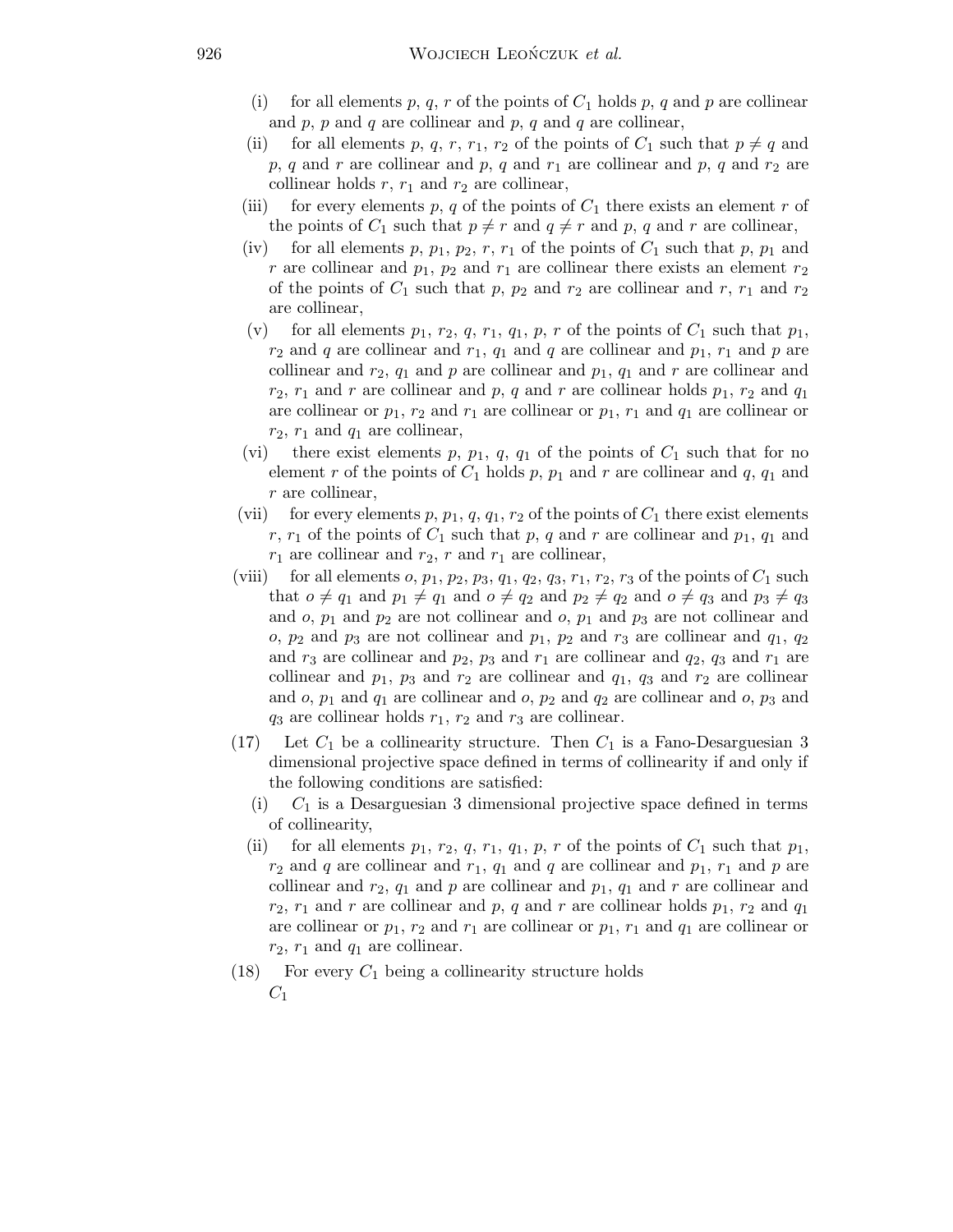(i) for all elements $p$, $q$, $r$ of the points of $C_1$ holds $p$, $q$ and $p$ are collinear and $p$, $p$ and $q$ are collinear and $p$, $q$ and $q$ are collinear,

(ii) for all elements $p$, $q$, $r$, $r_1$, $r_2$ of the points of $C_1$ such that $p \neq q$ and $p$, $q$ and $r$ are collinear and $p$, $q$ and $r_1$ are collinear and $p$, $q$ and $r_2$ are collinear holds $r$, $r_1$ and $r_2$ are collinear,

(iii) for every elements $p$, $q$ of the points of $C_1$ there exists an element $r$ of the points of $C_1$ such that $p \neq r$ and $q \neq r$ and $p$, $q$ and $r$ are collinear,

(iv) for all elements $p$, $p_1$, $p_2$, $r$, $r_1$ of the points of $C_1$ such that $p$, $p_1$ and $r$ are collinear and $p_1$, $p_2$ and $r_1$ are collinear there exists an element $r_2$ of the points of $C_1$ such that $p$, $p_2$ and $r_2$ are collinear and $r$, $r_1$ and $r_2$ are collinear,

(v) for all elements $p_1$, $r_2$, $q$, $r_1$, $q_1$, $p$, $r$ of the points of $C_1$ such that $p_1$, $r_2$ and $q$ are collinear and $r_1$, $q_1$ and $q$ are collinear and $p_1$, $r_1$ and $p$ are collinear and $r_2$, $q_1$ and $p$ are collinear and $p_1$, $q_1$ and $r$ are collinear and $r_2$, $r_1$ and $r$ are collinear and $p$, $q$ and $r$ are collinear holds $p_1$, $r_2$ and $q_1$ are collinear or $p_1$, $r_2$ and $r_1$ are collinear or $p_1$, $r_1$ and $q_1$ are collinear or $r_2$, $r_1$ and $q_1$ are collinear,

(vi) there exist elements $p$, $p_1$, $q$, $q_1$ of the points of $C_1$ such that for no element $r$ of the points of $C_1$ holds $p$, $p_1$ and $r$ are collinear and $q$, $q_1$ and $r$ are collinear,

(vii) for every elements $p$, $p_1$, $q$, $q_1$, $r_2$ of the points of $C_1$ there exist elements $r$, $r_1$ of the points of $C_1$ such that $p$, $q$ and $r$ are collinear and $p_1$, $q_1$ and $r_1$ are collinear and $r_2$, $r$ and $r_1$ are collinear,

(viii) for all elements $o$, $p_1$, $p_2$, $p_3$, $q_1$, $q_2$, $q_3$, $r_1$, $r_2$, $r_3$ of the points of $C_1$ such that $o \neq q_1$ and $p_1 \neq q_1$ and $o \neq q_2$ and $p_2 \neq q_2$ and $o \neq q_3$ and $p_3 \neq q_3$ and $o$, $p_1$ and $p_2$ are not collinear and $o$, $p_1$ and $p_3$ are not collinear and $o$, $p_2$ and $p_3$ are not collinear and $p_1$, $p_2$ and $r_3$ are collinear and $q_1$, $q_2$ and $r_3$ are collinear and $p_2$, $p_3$ and $r_1$ are collinear and $q_2$, $q_3$ and $r_1$ are collinear and $p_1$, $p_3$ and $r_2$ are collinear and $q_1$, $q_3$ and $r_2$ are collinear and $o$, $p_1$ and $q_1$ are collinear and $o$, $p_2$ and $q_2$ are collinear and $o$, $p_3$ and $q_3$ are collinear holds $r_1$, $r_2$ and $r_3$ are collinear.

(17) Let $C_1$ be a collinearity structure. Then $C_1$ is a Fano-Desarguesian 3 dimensional projective space defined in terms of collinearity if and only if the following conditions are satisfied:

(i) $C_1$ is a Desarguesian 3 dimensional projective space defined in terms of collinearity,

(ii) for all elements $p_1$, $r_2$, $q$, $r_1$, $q_1$, $p$, $r$ of the points of $C_1$ such that $p_1$, $r_2$ and $q$ are collinear and $r_1$, $q_1$ and $q$ are collinear and $p_1$, $r_1$ and $p$ are collinear and $r_2$, $q_1$ and $p$ are collinear and $p_1$, $q_1$ and $r$ are collinear and $r_2$, $r_1$ and $r$ are collinear and $p$, $q$ and $r$ are collinear holds $p_1$, $r_2$ and $q_1$ are collinear or $p_1$, $r_2$ and $r_1$ are collinear or $p_1$, $r_1$ and $q_1$ are collinear or $r_2$, $r_1$ and $q_1$ are collinear.

(18) For every $C_1$ being a collinearity structure holds
$C_1$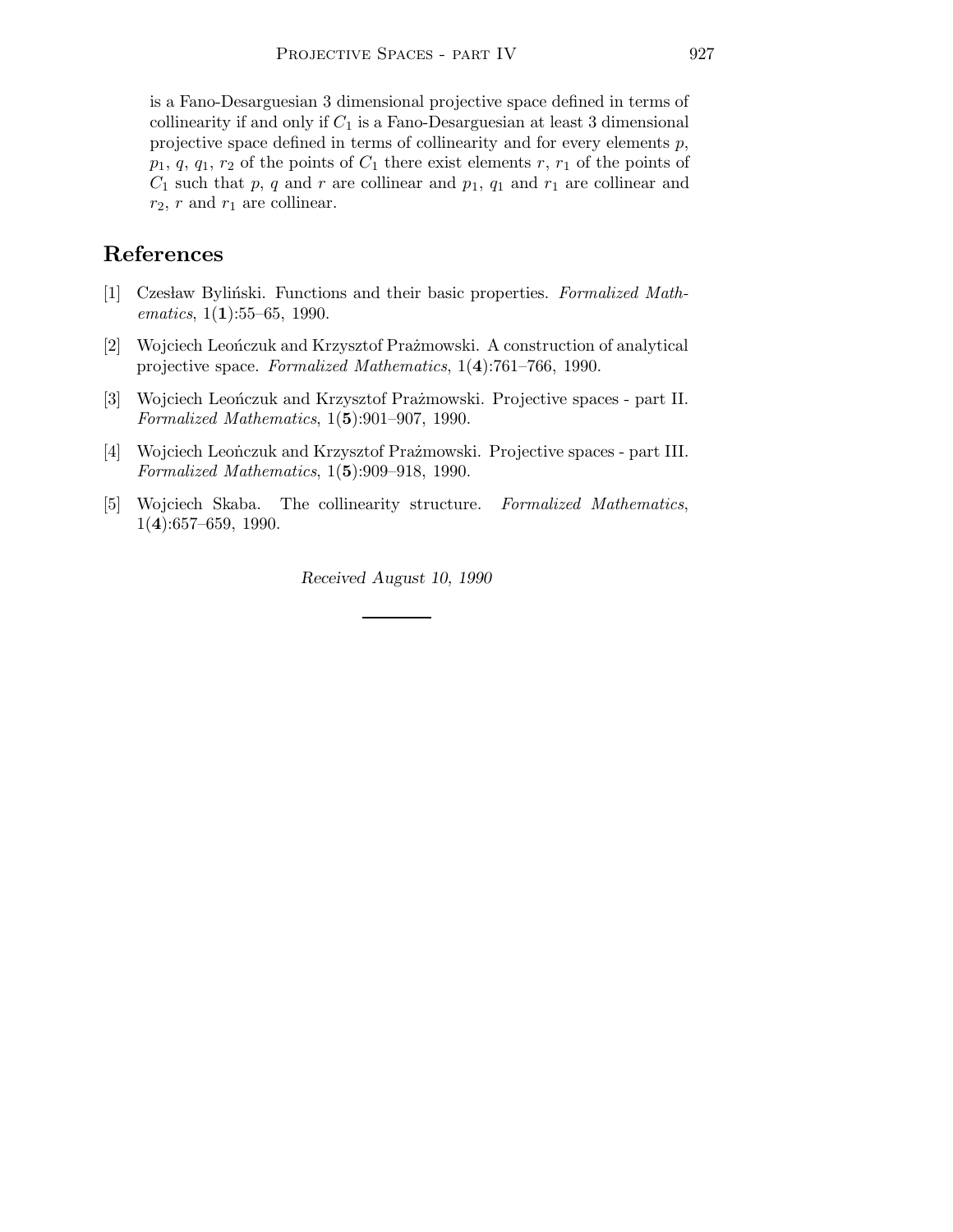is a Fano-Desarguesian 3 dimensional projective space defined in terms of collinearity if and only if $C_1$ is a Fano-Desarguesian at least 3 dimensional projective space defined in terms of collinearity and for every elements $p$, $p_1$, $q$, $q_1$, $r_2$ of the points of $C_1$ there exist elements $r$, $r_1$ of the points of $C_1$ such that $p$, $q$ and $r$ are collinear and $p_1$, $q_1$ and $r_1$ are collinear and $r_2$, $r$ and $r_1$ are collinear.

## References

[1] Czesław Byliński. Functions and their basic properties. *Formalized Mathematics*, 1(**1**):55–65, 1990.

[2] Wojciech Leończuk and Krzysztof Prażmowski. A construction of analytical projective space. *Formalized Mathematics*, 1(**4**):761–766, 1990.

[3] Wojciech Leończuk and Krzysztof Prażmowski. Projective spaces - part II. *Formalized Mathematics*, 1(**5**):901–907, 1990.

[4] Wojciech Leończuk and Krzysztof Prażmowski. Projective spaces - part III. *Formalized Mathematics*, 1(**5**):909–918, 1990.

[5] Wojciech Skaba. The collinearity structure. *Formalized Mathematics*, 1(**4**):657–659, 1990.

*Received August 10, 1990*